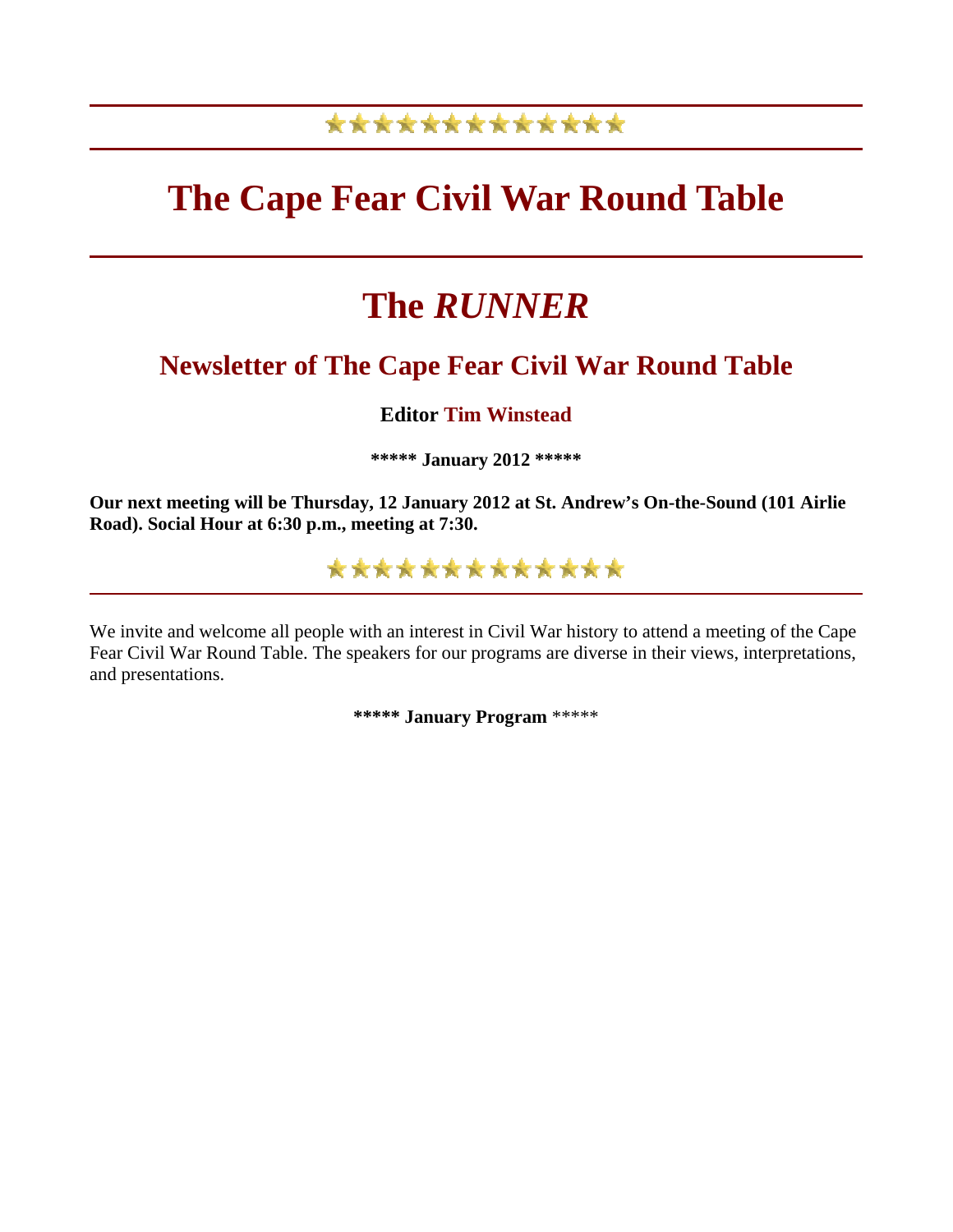# The Cape Fear Civil War Round Table

# The *RUNNER*

## Newsletter of The Cape Fear Civil War Round Table

**Editor Tim Winstead**

***** January 2012 *****

**Our next meeting will be Thursday, 12 January 2012 at St. Andrew's On-the-Sound (101 Airlie Road). Social Hour at 6:30 p.m., meeting at 7:30.**

---

We invite and welcome all people with an interest in Civil War history to attend a meeting of the Cape Fear Civil War Round Table. The speakers for our programs are diverse in their views, interpretations, and presentations.

***** January Program *****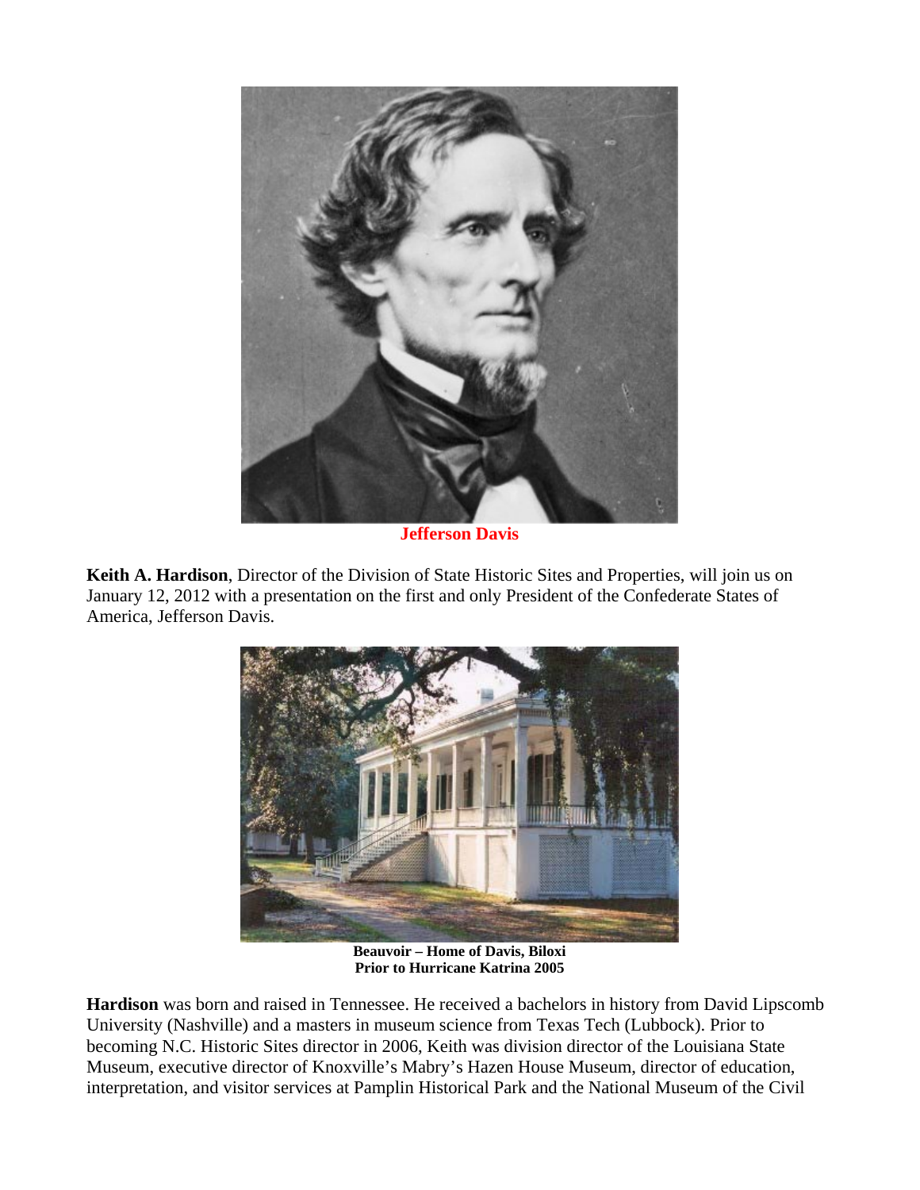**Jefferson Davis**

**Keith A. Hardison**, Director of the Division of State Historic Sites and Properties, will join us on January 12, 2012 with a presentation on the first and only President of the Confederate States of America, Jefferson Davis.

**Beauvoir – Home of Davis, Biloxi**
**Prior to Hurricane Katrina 2005**

**Hardison** was born and raised in Tennessee. He received a bachelors in history from David Lipscomb University (Nashville) and a masters in museum science from Texas Tech (Lubbock). Prior to becoming N.C. Historic Sites director in 2006, Keith was division director of the Louisiana State Museum, executive director of Knoxville's Mabry's Hazen House Museum, director of education, interpretation, and visitor services at Pamplin Historical Park and the National Museum of the Civil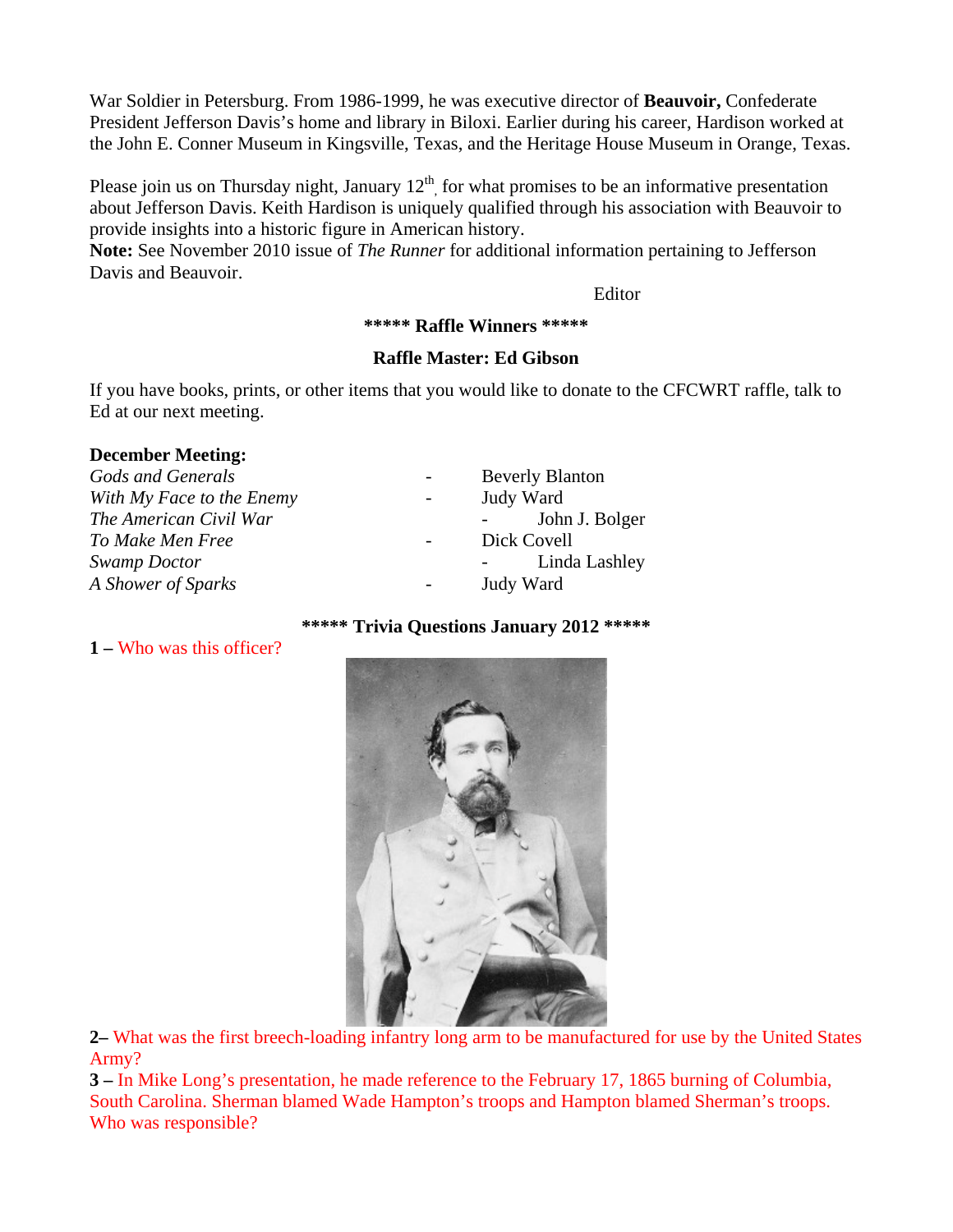War Soldier in Petersburg. From 1986-1999, he was executive director of **Beauvoir,** Confederate President Jefferson Davis's home and library in Biloxi. Earlier during his career, Hardison worked at the John E. Conner Museum in Kingsville, Texas, and the Heritage House Museum in Orange, Texas.

Please join us on Thursday night, January 12th, for what promises to be an informative presentation about Jefferson Davis. Keith Hardison is uniquely qualified through his association with Beauvoir to provide insights into a historic figure in American history.

**Note:** See November 2010 issue of *The Runner* for additional information pertaining to Jefferson Davis and Beauvoir.

Editor

**\*\*\*\*\* Raffle Winners \*\*\*\*\***

**Raffle Master: Ed Gibson**

If you have books, prints, or other items that you would like to donate to the CFCWRT raffle, talk to Ed at our next meeting.

**December Meeting:**

| | | |
|---|---|---|
| *Gods and Generals* | - | Beverly Blanton |
| *With My Face to the Enemy* | - | Judy Ward |
| *The American Civil War* | - | John J. Bolger |
| *To Make Men Free* | - | Dick Covell |
| *Swamp Doctor* | - | Linda Lashley |
| *A Shower of Sparks* | - | Judy Ward |

**\*\*\*\*\* Trivia Questions January 2012 \*\*\*\*\***

**1 –** Who was this officer?

**2–** What was the first breech-loading infantry long arm to be manufactured for use by the United States Army?

**3 –** In Mike Long's presentation, he made reference to the February 17, 1865 burning of Columbia, South Carolina. Sherman blamed Wade Hampton's troops and Hampton blamed Sherman's troops. Who was responsible?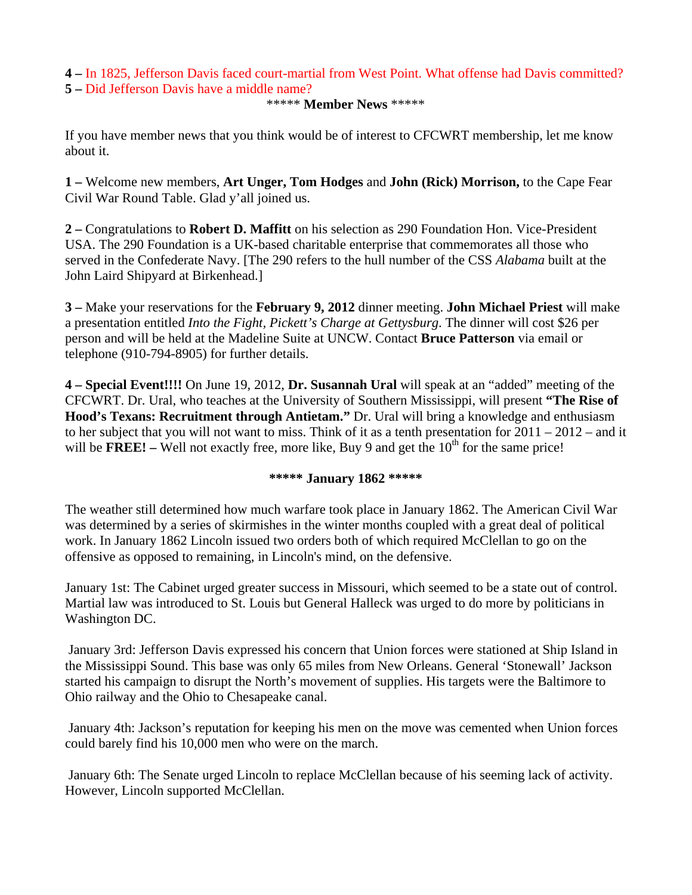**4 –** In 1825, Jefferson Davis faced court-martial from West Point. What offense had Davis committed?
**5 –** Did Jefferson Davis have a middle name?

***** **Member News** *****

If you have member news that you think would be of interest to CFCWRT membership, let me know about it.

**1 –** Welcome new members, **Art Unger, Tom Hodges** and **John (Rick) Morrison,** to the Cape Fear Civil War Round Table. Glad y'all joined us.

**2 –** Congratulations to **Robert D. Maffitt** on his selection as 290 Foundation Hon. Vice-President USA. The 290 Foundation is a UK-based charitable enterprise that commemorates all those who served in the Confederate Navy. [The 290 refers to the hull number of the CSS *Alabama* built at the John Laird Shipyard at Birkenhead.]

**3 –** Make your reservations for the **February 9, 2012** dinner meeting. **John Michael Priest** will make a presentation entitled *Into the Fight, Pickett's Charge at Gettysburg*. The dinner will cost $26 per person and will be held at the Madeline Suite at UNCW. Contact **Bruce Patterson** via email or telephone (910-794-8905) for further details.

**4 – Special Event!!!!** On June 19, 2012, **Dr. Susannah Ural** will speak at an "added" meeting of the CFCWRT. Dr. Ural, who teaches at the University of Southern Mississippi, will present **"The Rise of Hood's Texans: Recruitment through Antietam."** Dr. Ural will bring a knowledge and enthusiasm to her subject that you will not want to miss. Think of it as a tenth presentation for 2011 – 2012 – and it will be **FREE! –** Well not exactly free, more like, Buy 9 and get the 10th for the same price!

**\*\*\*\*\* January 1862 \*\*\*\*\***

The weather still determined how much warfare took place in January 1862. The American Civil War was determined by a series of skirmishes in the winter months coupled with a great deal of political work. In January 1862 Lincoln issued two orders both of which required McClellan to go on the offensive as opposed to remaining, in Lincoln's mind, on the defensive.

January 1st: The Cabinet urged greater success in Missouri, which seemed to be a state out of control. Martial law was introduced to St. Louis but General Halleck was urged to do more by politicians in Washington DC.

January 3rd: Jefferson Davis expressed his concern that Union forces were stationed at Ship Island in the Mississippi Sound. This base was only 65 miles from New Orleans. General 'Stonewall' Jackson started his campaign to disrupt the North's movement of supplies. His targets were the Baltimore to Ohio railway and the Ohio to Chesapeake canal.

January 4th: Jackson's reputation for keeping his men on the move was cemented when Union forces could barely find his 10,000 men who were on the march.

January 6th: The Senate urged Lincoln to replace McClellan because of his seeming lack of activity. However, Lincoln supported McClellan.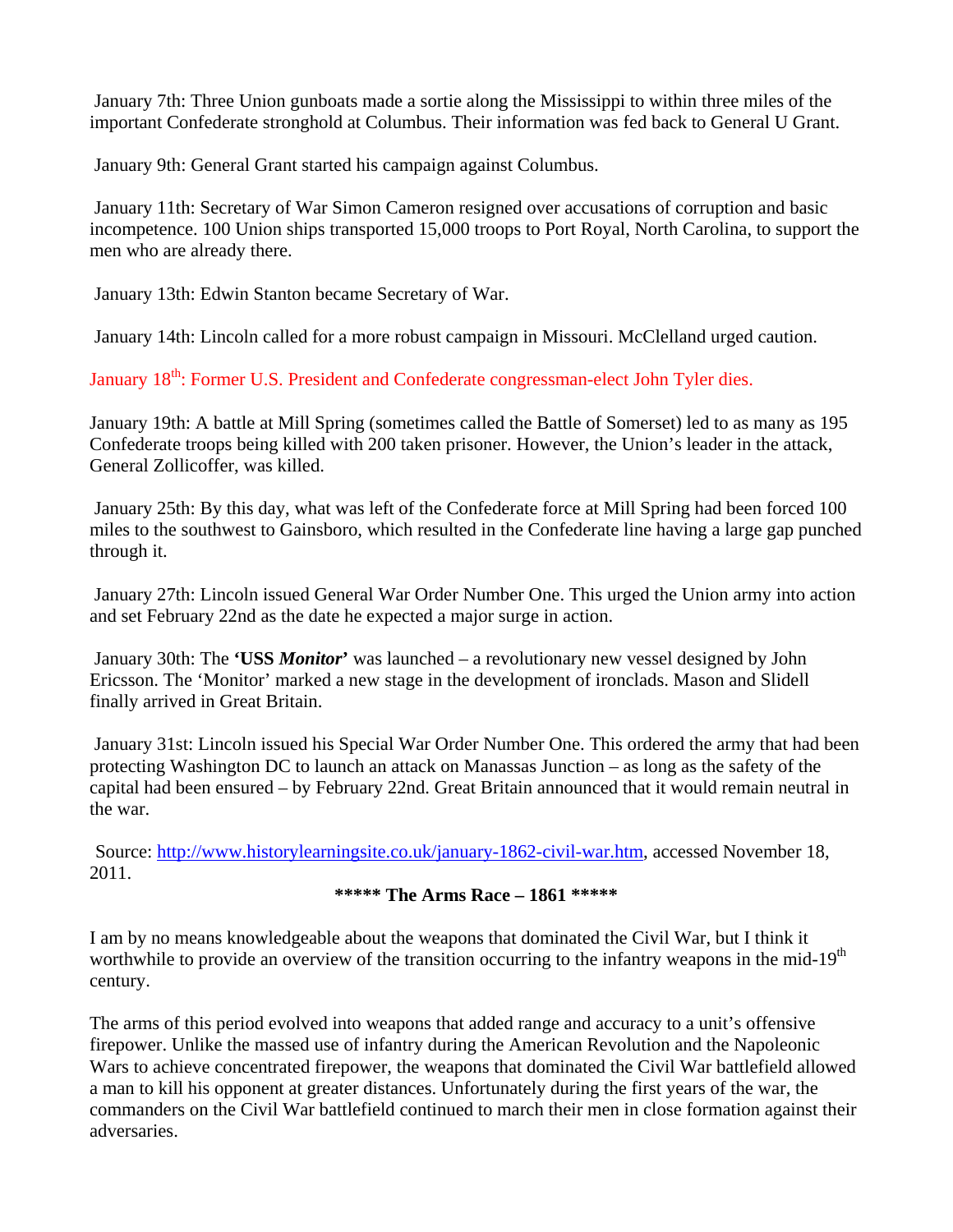January 7th: Three Union gunboats made a sortie along the Mississippi to within three miles of the important Confederate stronghold at Columbus. Their information was fed back to General U Grant.

January 9th: General Grant started his campaign against Columbus.

January 11th: Secretary of War Simon Cameron resigned over accusations of corruption and basic incompetence. 100 Union ships transported 15,000 troops to Port Royal, North Carolina, to support the men who are already there.

January 13th: Edwin Stanton became Secretary of War.

January 14th: Lincoln called for a more robust campaign in Missouri. McClelland urged caution.

January 18th: Former U.S. President and Confederate congressman-elect John Tyler dies.

January 19th: A battle at Mill Spring (sometimes called the Battle of Somerset) led to as many as 195 Confederate troops being killed with 200 taken prisoner. However, the Union's leader in the attack, General Zollicoffer, was killed.

January 25th: By this day, what was left of the Confederate force at Mill Spring had been forced 100 miles to the southwest to Gainsboro, which resulted in the Confederate line having a large gap punched through it.

January 27th: Lincoln issued General War Order Number One. This urged the Union army into action and set February 22nd as the date he expected a major surge in action.

January 30th: The **'USS *Monitor*'** was launched – a revolutionary new vessel designed by John Ericsson. The 'Monitor' marked a new stage in the development of ironclads. Mason and Slidell finally arrived in Great Britain.

January 31st: Lincoln issued his Special War Order Number One. This ordered the army that had been protecting Washington DC to launch an attack on Manassas Junction – as long as the safety of the capital had been ensured – by February 22nd. Great Britain announced that it would remain neutral in the war.

Source: http://www.historylearningsite.co.uk/january-1862-civil-war.htm, accessed November 18, 2011.

**\*\*\*\*\* The Arms Race – 1861 \*\*\*\*\***

I am by no means knowledgeable about the weapons that dominated the Civil War, but I think it worthwhile to provide an overview of the transition occurring to the infantry weapons in the mid-19th century.

The arms of this period evolved into weapons that added range and accuracy to a unit's offensive firepower. Unlike the massed use of infantry during the American Revolution and the Napoleonic Wars to achieve concentrated firepower, the weapons that dominated the Civil War battlefield allowed a man to kill his opponent at greater distances. Unfortunately during the first years of the war, the commanders on the Civil War battlefield continued to march their men in close formation against their adversaries.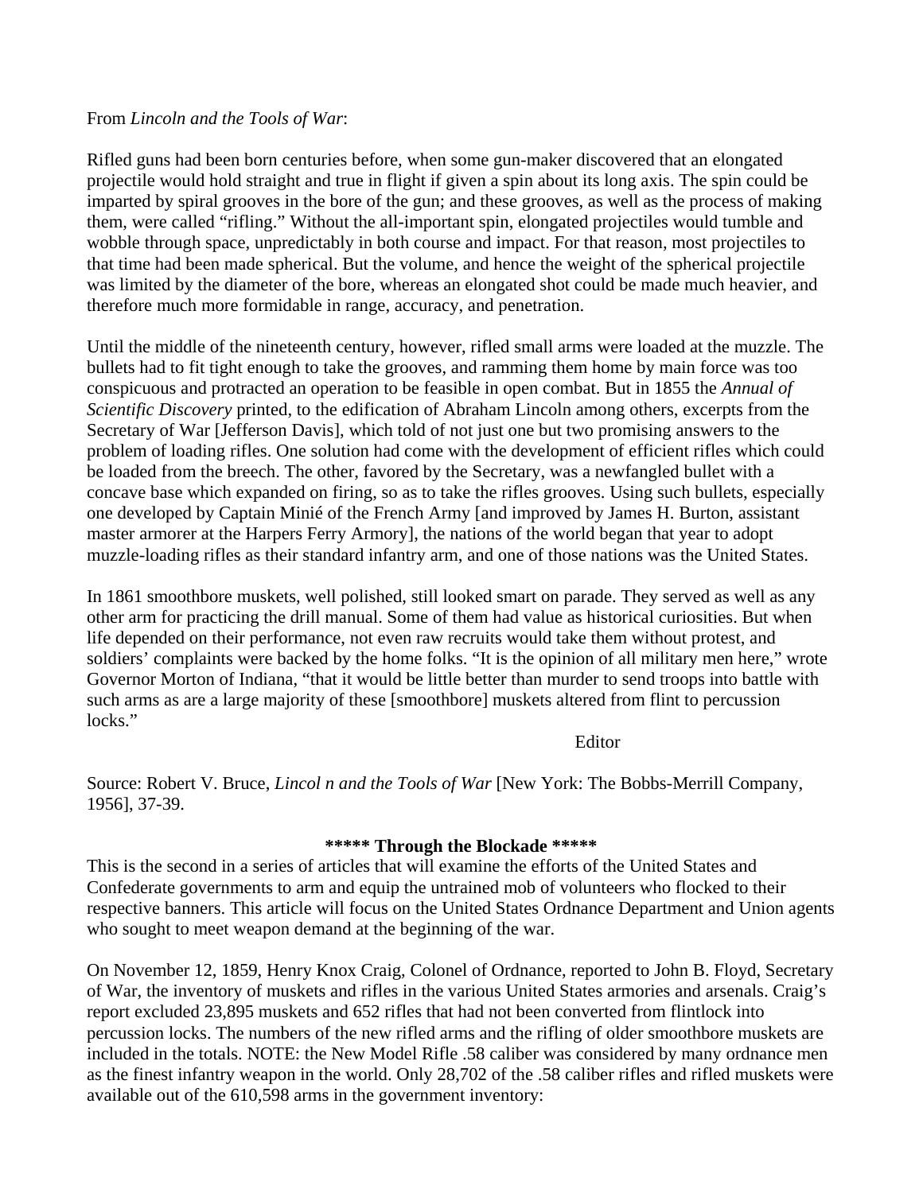From *Lincoln and the Tools of War*:

Rifled guns had been born centuries before, when some gun-maker discovered that an elongated projectile would hold straight and true in flight if given a spin about its long axis. The spin could be imparted by spiral grooves in the bore of the gun; and these grooves, as well as the process of making them, were called "rifling." Without the all-important spin, elongated projectiles would tumble and wobble through space, unpredictably in both course and impact. For that reason, most projectiles to that time had been made spherical. But the volume, and hence the weight of the spherical projectile was limited by the diameter of the bore, whereas an elongated shot could be made much heavier, and therefore much more formidable in range, accuracy, and penetration.

Until the middle of the nineteenth century, however, rifled small arms were loaded at the muzzle. The bullets had to fit tight enough to take the grooves, and ramming them home by main force was too conspicuous and protracted an operation to be feasible in open combat. But in 1855 the *Annual of Scientific Discovery* printed, to the edification of Abraham Lincoln among others, excerpts from the Secretary of War [Jefferson Davis], which told of not just one but two promising answers to the problem of loading rifles. One solution had come with the development of efficient rifles which could be loaded from the breech. The other, favored by the Secretary, was a newfangled bullet with a concave base which expanded on firing, so as to take the rifles grooves. Using such bullets, especially one developed by Captain Minié of the French Army [and improved by James H. Burton, assistant master armorer at the Harpers Ferry Armory], the nations of the world began that year to adopt muzzle-loading rifles as their standard infantry arm, and one of those nations was the United States.

In 1861 smoothbore muskets, well polished, still looked smart on parade. They served as well as any other arm for practicing the drill manual. Some of them had value as historical curiosities. But when life depended on their performance, not even raw recruits would take them without protest, and soldiers' complaints were backed by the home folks. "It is the opinion of all military men here," wrote Governor Morton of Indiana, "that it would be little better than murder to send troops into battle with such arms as are a large majority of these [smoothbore] muskets altered from flint to percussion locks."

Editor

Source: Robert V. Bruce, *Lincol n and the Tools of War* [New York: The Bobbs-Merrill Company, 1956], 37-39.

**\*\*\*\*\* Through the Blockade \*\*\*\*\***

This is the second in a series of articles that will examine the efforts of the United States and Confederate governments to arm and equip the untrained mob of volunteers who flocked to their respective banners. This article will focus on the United States Ordnance Department and Union agents who sought to meet weapon demand at the beginning of the war.

On November 12, 1859, Henry Knox Craig, Colonel of Ordnance, reported to John B. Floyd, Secretary of War, the inventory of muskets and rifles in the various United States armories and arsenals. Craig's report excluded 23,895 muskets and 652 rifles that had not been converted from flintlock into percussion locks. The numbers of the new rifled arms and the rifling of older smoothbore muskets are included in the totals. NOTE: the New Model Rifle .58 caliber was considered by many ordnance men as the finest infantry weapon in the world. Only 28,702 of the .58 caliber rifles and rifled muskets were available out of the 610,598 arms in the government inventory: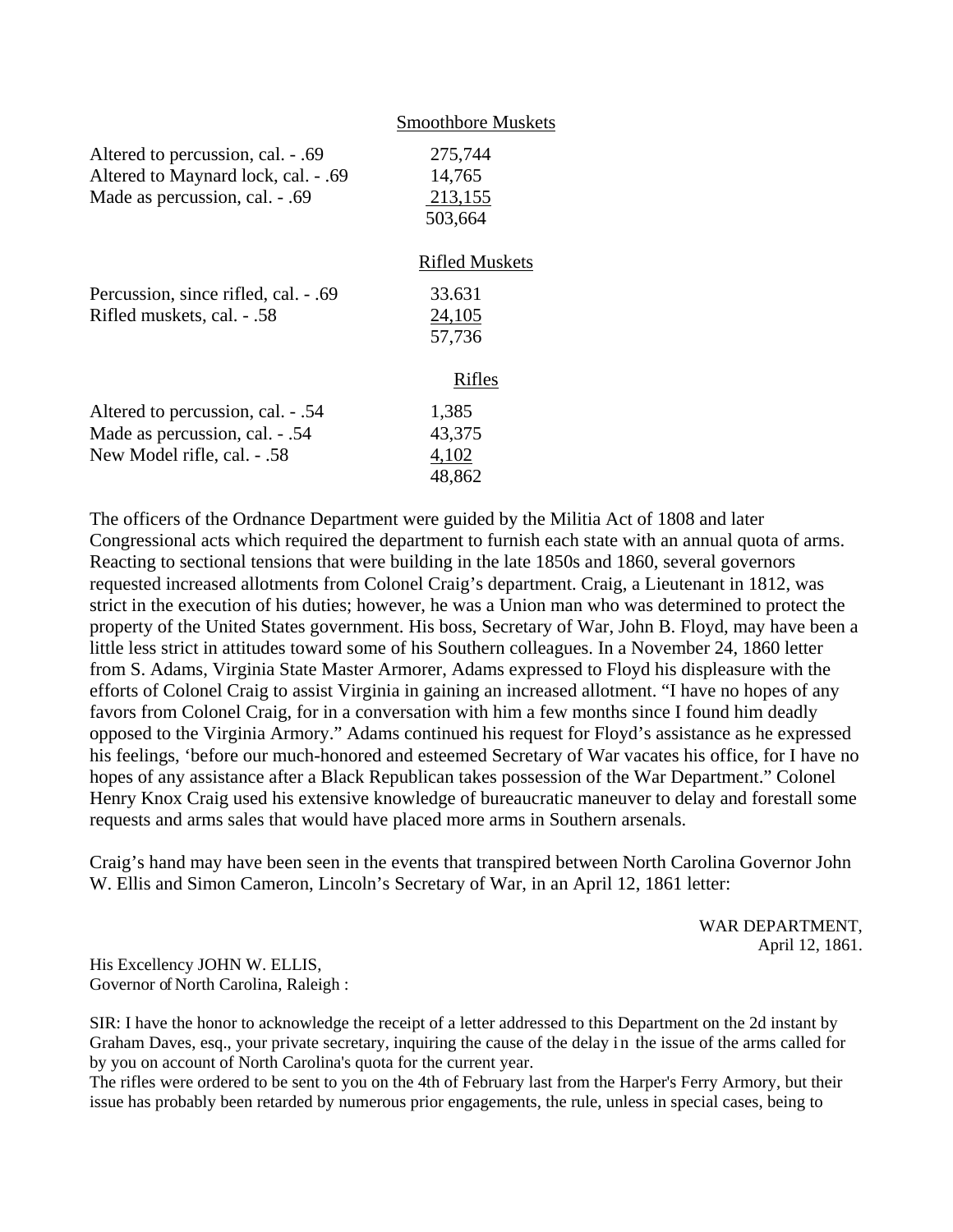| Smoothbore Muskets | |
|---|---|
| Altered to percussion, cal. - .69 | 275,744 |
| Altered to Maynard lock, cal. - .69 | 14,765 |
| Made as percussion, cal. - .69 | 213,155 |
| | 503,664 |

| Rifled Muskets | |
|---|---|
| Percussion, since rifled, cal. - .69 | 33.631 |
| Rifled muskets, cal. - .58 | 24,105 |
| | 57,736 |

| Rifles | |
|---|---|
| Altered to percussion, cal. - .54 | 1,385 |
| Made as percussion, cal. - .54 | 43,375 |
| New Model rifle, cal. - .58 | 4,102 |
| | 48,862 |

The officers of the Ordnance Department were guided by the Militia Act of 1808 and later Congressional acts which required the department to furnish each state with an annual quota of arms. Reacting to sectional tensions that were building in the late 1850s and 1860, several governors requested increased allotments from Colonel Craig's department. Craig, a Lieutenant in 1812, was strict in the execution of his duties; however, he was a Union man who was determined to protect the property of the United States government. His boss, Secretary of War, John B. Floyd, may have been a little less strict in attitudes toward some of his Southern colleagues. In a November 24, 1860 letter from S. Adams, Virginia State Master Armorer, Adams expressed to Floyd his displeasure with the efforts of Colonel Craig to assist Virginia in gaining an increased allotment. "I have no hopes of any favors from Colonel Craig, for in a conversation with him a few months since I found him deadly opposed to the Virginia Armory." Adams continued his request for Floyd's assistance as he expressed his feelings, 'before our much-honored and esteemed Secretary of War vacates his office, for I have no hopes of any assistance after a Black Republican takes possession of the War Department." Colonel Henry Knox Craig used his extensive knowledge of bureaucratic maneuver to delay and forestall some requests and arms sales that would have placed more arms in Southern arsenals.

Craig's hand may have been seen in the events that transpired between North Carolina Governor John W. Ellis and Simon Cameron, Lincoln's Secretary of War, in an April 12, 1861 letter:

WAR DEPARTMENT,
April 12, 1861.

His Excellency JOHN W. ELLIS,
Governor of North Carolina, Raleigh :

SIR: I have the honor to acknowledge the receipt of a letter addressed to this Department on the 2d instant by Graham Daves, esq., your private secretary, inquiring the cause of the delay in the issue of the arms called for by you on account of North Carolina's quota for the current year.

The rifles were ordered to be sent to you on the 4th of February last from the Harper's Ferry Armory, but their issue has probably been retarded by numerous prior engagements, the rule, unless in special cases, being to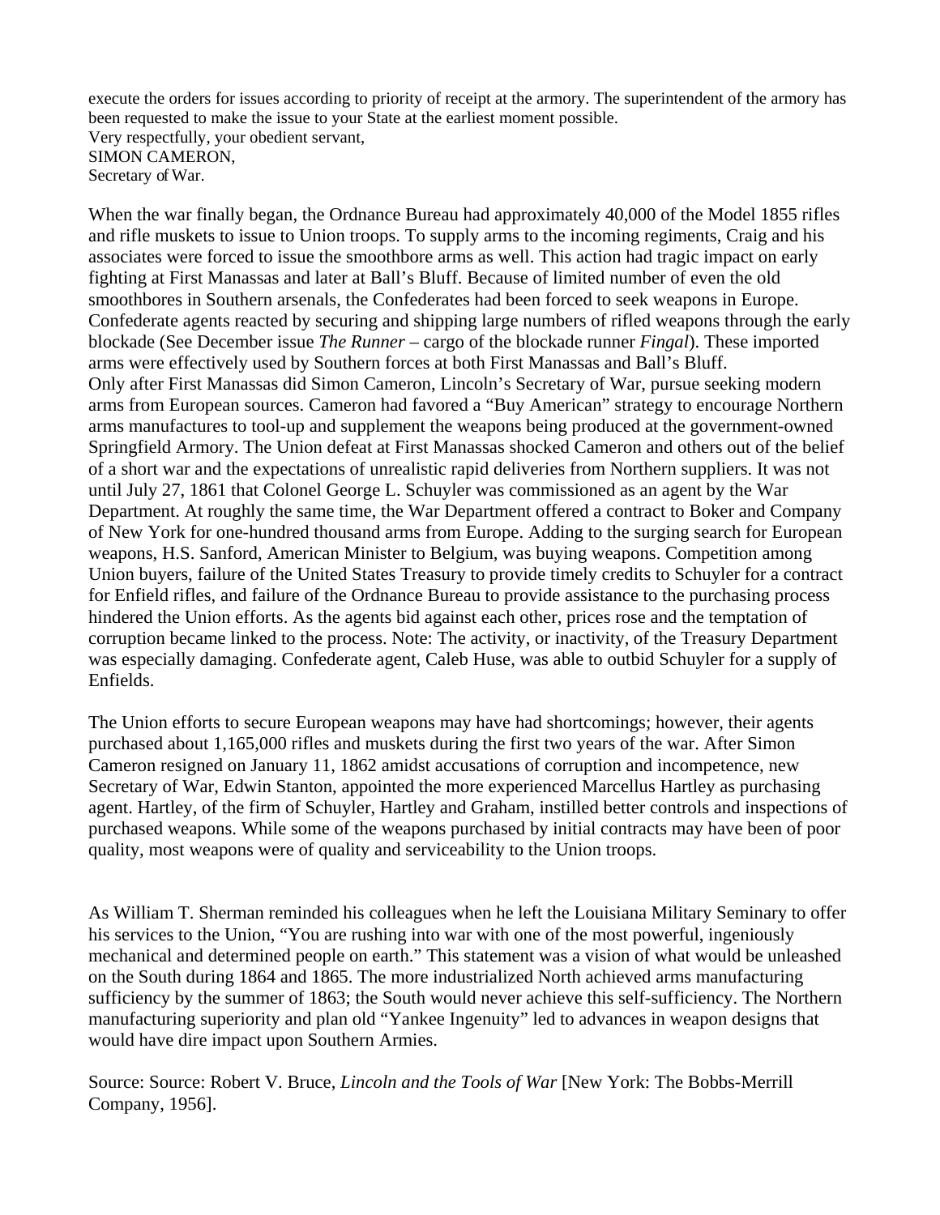execute the orders for issues according to priority of receipt at the armory. The superintendent of the armory has been requested to make the issue to your State at the earliest moment possible.
Very respectfully, your obedient servant,
SIMON CAMERON,
Secretary of War.

When the war finally began, the Ordnance Bureau had approximately 40,000 of the Model 1855 rifles and rifle muskets to issue to Union troops. To supply arms to the incoming regiments, Craig and his associates were forced to issue the smoothbore arms as well. This action had tragic impact on early fighting at First Manassas and later at Ball's Bluff. Because of limited number of even the old smoothbores in Southern arsenals, the Confederates had been forced to seek weapons in Europe. Confederate agents reacted by securing and shipping large numbers of rifled weapons through the early blockade (See December issue *The Runner* – cargo of the blockade runner *Fingal*). These imported arms were effectively used by Southern forces at both First Manassas and Ball's Bluff.
Only after First Manassas did Simon Cameron, Lincoln's Secretary of War, pursue seeking modern arms from European sources. Cameron had favored a "Buy American" strategy to encourage Northern arms manufactures to tool-up and supplement the weapons being produced at the government-owned Springfield Armory. The Union defeat at First Manassas shocked Cameron and others out of the belief of a short war and the expectations of unrealistic rapid deliveries from Northern suppliers. It was not until July 27, 1861 that Colonel George L. Schuyler was commissioned as an agent by the War Department. At roughly the same time, the War Department offered a contract to Boker and Company of New York for one-hundred thousand arms from Europe. Adding to the surging search for European weapons, H.S. Sanford, American Minister to Belgium, was buying weapons. Competition among Union buyers, failure of the United States Treasury to provide timely credits to Schuyler for a contract for Enfield rifles, and failure of the Ordnance Bureau to provide assistance to the purchasing process hindered the Union efforts. As the agents bid against each other, prices rose and the temptation of corruption became linked to the process. Note: The activity, or inactivity, of the Treasury Department was especially damaging. Confederate agent, Caleb Huse, was able to outbid Schuyler for a supply of Enfields.

The Union efforts to secure European weapons may have had shortcomings; however, their agents purchased about 1,165,000 rifles and muskets during the first two years of the war. After Simon Cameron resigned on January 11, 1862 amidst accusations of corruption and incompetence, new Secretary of War, Edwin Stanton, appointed the more experienced Marcellus Hartley as purchasing agent. Hartley, of the firm of Schuyler, Hartley and Graham, instilled better controls and inspections of purchased weapons. While some of the weapons purchased by initial contracts may have been of poor quality, most weapons were of quality and serviceability to the Union troops.

As William T. Sherman reminded his colleagues when he left the Louisiana Military Seminary to offer his services to the Union, "You are rushing into war with one of the most powerful, ingeniously mechanical and determined people on earth." This statement was a vision of what would be unleashed on the South during 1864 and 1865. The more industrialized North achieved arms manufacturing sufficiency by the summer of 1863; the South would never achieve this self-sufficiency. The Northern manufacturing superiority and plan old "Yankee Ingenuity" led to advances in weapon designs that would have dire impact upon Southern Armies.

Source: Source: Robert V. Bruce, *Lincoln and the Tools of War* [New York: The Bobbs-Merrill Company, 1956].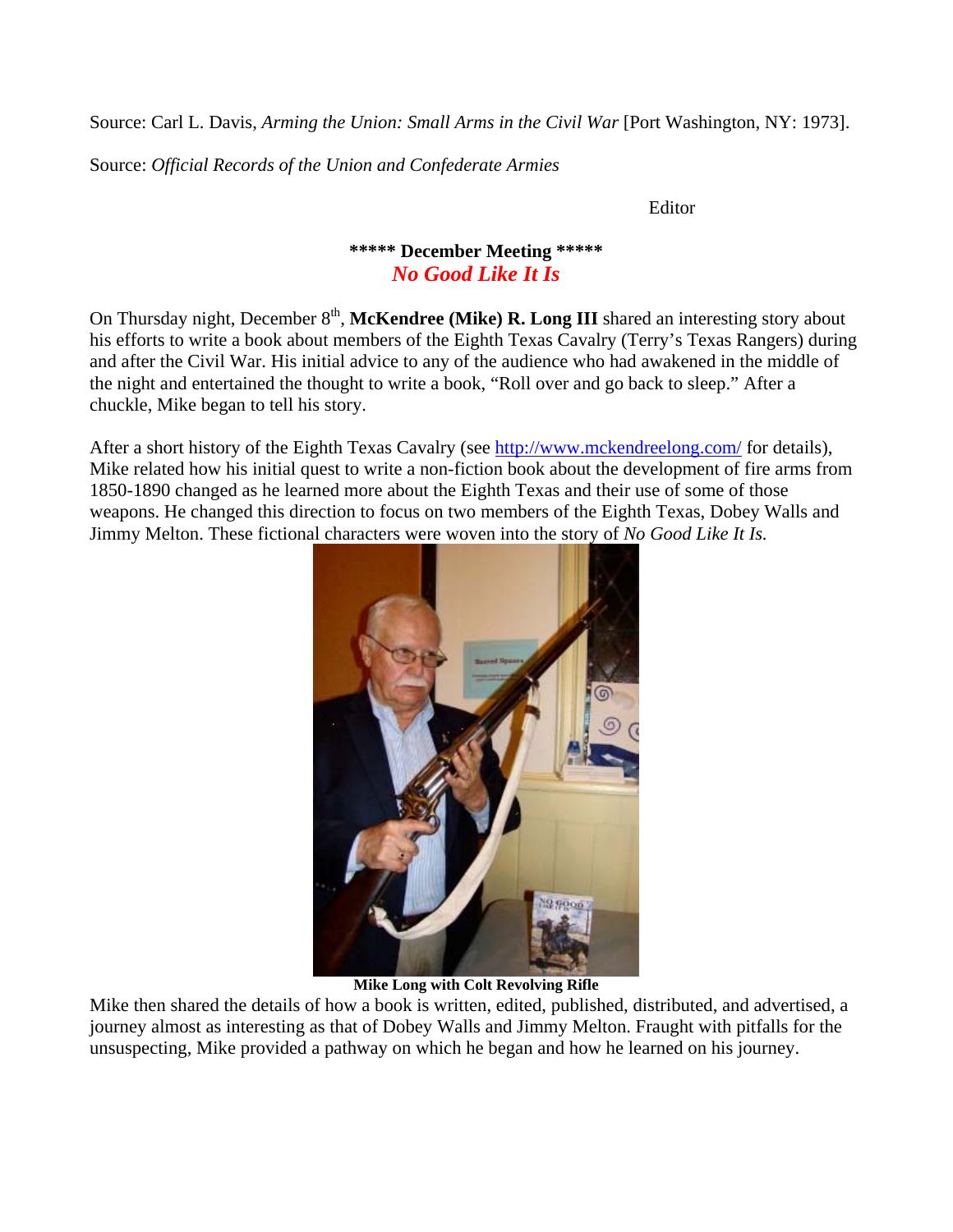Source: Carl L. Davis, *Arming the Union: Small Arms in the Civil War* [Port Washington, NY: 1973].

Source: *Official Records of the Union and Confederate Armies*

Editor

## ***** December Meeting *****

### *No Good Like It Is*

On Thursday night, December 8th, **McKendree (Mike) R. Long III** shared an interesting story about his efforts to write a book about members of the Eighth Texas Cavalry (Terry's Texas Rangers) during and after the Civil War. His initial advice to any of the audience who had awakened in the middle of the night and entertained the thought to write a book, "Roll over and go back to sleep." After a chuckle, Mike began to tell his story.

After a short history of the Eighth Texas Cavalry (see http://www.mckendreelong.com/ for details), Mike related how his initial quest to write a non-fiction book about the development of fire arms from 1850-1890 changed as he learned more about the Eighth Texas and their use of some of those weapons. He changed this direction to focus on two members of the Eighth Texas, Dobey Walls and Jimmy Melton. These fictional characters were woven into the story of *No Good Like It Is.*

**Mike Long with Colt Revolving Rifle**

Mike then shared the details of how a book is written, edited, published, distributed, and advertised, a journey almost as interesting as that of Dobey Walls and Jimmy Melton. Fraught with pitfalls for the unsuspecting, Mike provided a pathway on which he began and how he learned on his journey.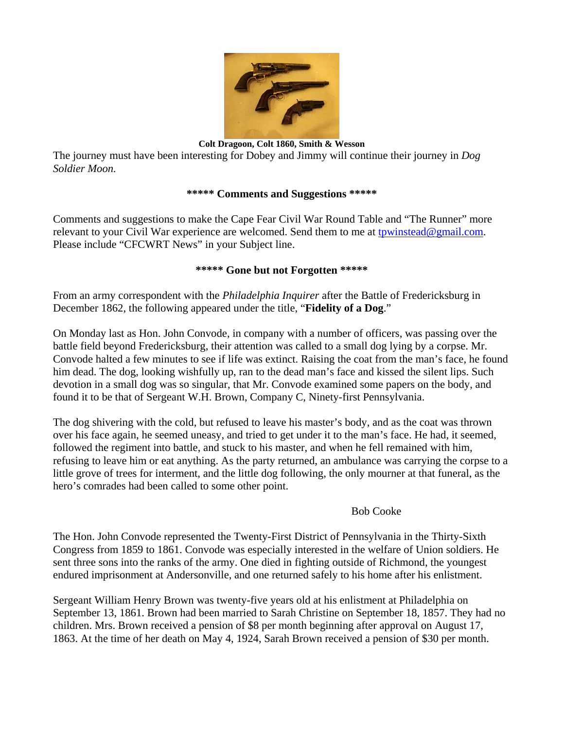**Colt Dragoon, Colt 1860, Smith & Wesson**

The journey must have been interesting for Dobey and Jimmy will continue their journey in *Dog Soldier Moon.*

**\*\*\*\*\* Comments and Suggestions \*\*\*\*\***

Comments and suggestions to make the Cape Fear Civil War Round Table and "The Runner" more relevant to your Civil War experience are welcomed. Send them to me at tpwinstead@gmail.com. Please include "CFCWRT News" in your Subject line.

**\*\*\*\*\* Gone but not Forgotten \*\*\*\*\***

From an army correspondent with the *Philadelphia Inquirer* after the Battle of Fredericksburg in December 1862, the following appeared under the title, "**Fidelity of a Dog**."

On Monday last as Hon. John Convode, in company with a number of officers, was passing over the battle field beyond Fredericksburg, their attention was called to a small dog lying by a corpse. Mr. Convode halted a few minutes to see if life was extinct. Raising the coat from the man's face, he found him dead. The dog, looking wishfully up, ran to the dead man's face and kissed the silent lips. Such devotion in a small dog was so singular, that Mr. Convode examined some papers on the body, and found it to be that of Sergeant W.H. Brown, Company C, Ninety-first Pennsylvania.

The dog shivering with the cold, but refused to leave his master's body, and as the coat was thrown over his face again, he seemed uneasy, and tried to get under it to the man's face. He had, it seemed, followed the regiment into battle, and stuck to his master, and when he fell remained with him, refusing to leave him or eat anything. As the party returned, an ambulance was carrying the corpse to a little grove of trees for interment, and the little dog following, the only mourner at that funeral, as the hero's comrades had been called to some other point.

Bob Cooke

The Hon. John Convode represented the Twenty-First District of Pennsylvania in the Thirty-Sixth Congress from 1859 to 1861. Convode was especially interested in the welfare of Union soldiers. He sent three sons into the ranks of the army. One died in fighting outside of Richmond, the youngest endured imprisonment at Andersonville, and one returned safely to his home after his enlistment.

Sergeant William Henry Brown was twenty-five years old at his enlistment at Philadelphia on September 13, 1861. Brown had been married to Sarah Christine on September 18, 1857. They had no children. Mrs. Brown received a pension of $8 per month beginning after approval on August 17, 1863. At the time of her death on May 4, 1924, Sarah Brown received a pension of $30 per month.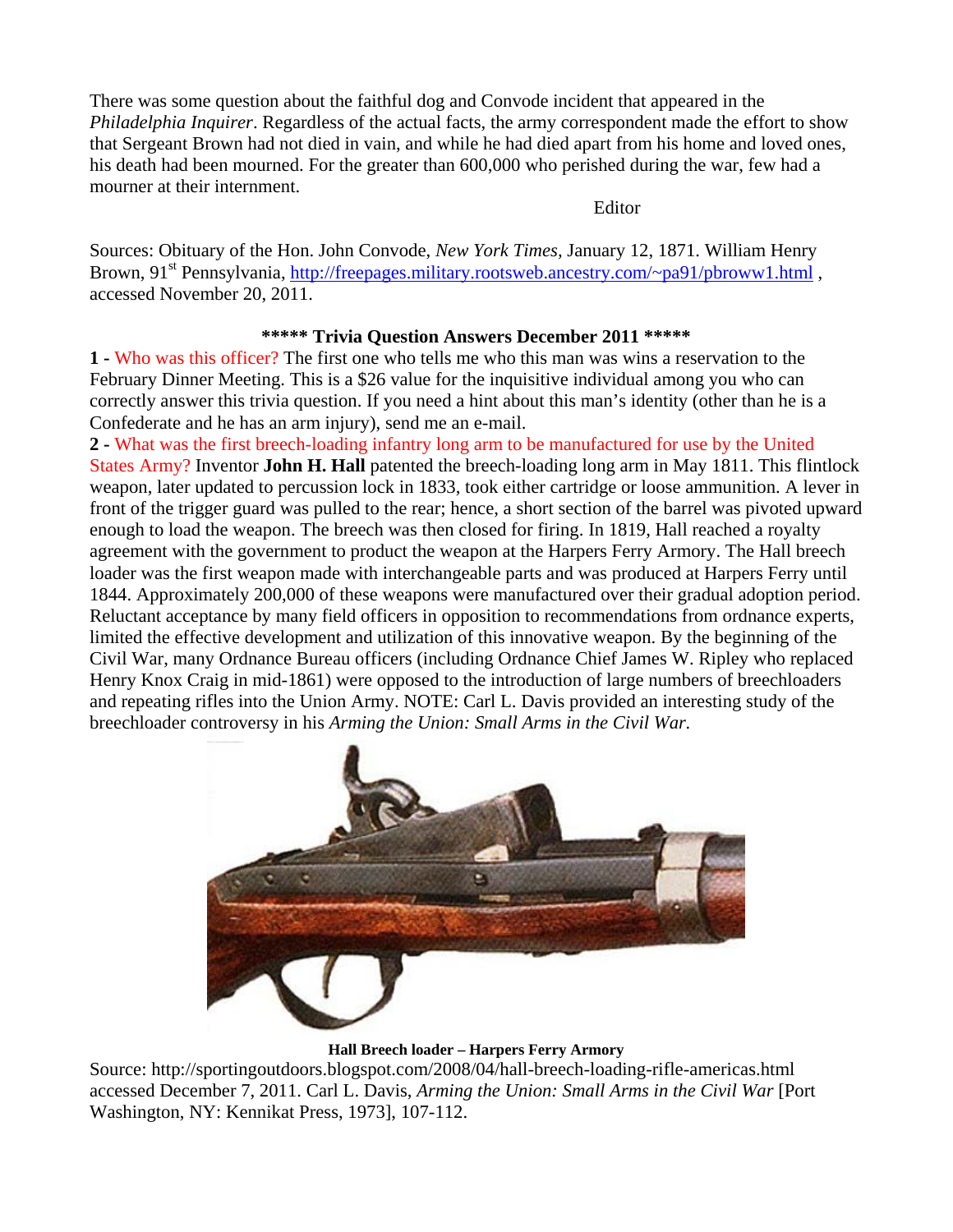There was some question about the faithful dog and Convode incident that appeared in the *Philadelphia Inquirer*. Regardless of the actual facts, the army correspondent made the effort to show that Sergeant Brown had not died in vain, and while he had died apart from his home and loved ones, his death had been mourned. For the greater than 600,000 who perished during the war, few had a mourner at their internment.

Editor

Sources: Obituary of the Hon. John Convode, *New York Times*, January 12, 1871. William Henry Brown, 91st Pennsylvania, http://freepages.military.rootsweb.ancestry.com/~pa91/pbroww1.html , accessed November 20, 2011.

**\*\*\*\*\* Trivia Question Answers December 2011 \*\*\*\*\***

**1 -** Who was this officer? The first one who tells me who this man was wins a reservation to the February Dinner Meeting. This is a $26 value for the inquisitive individual among you who can correctly answer this trivia question. If you need a hint about this man's identity (other than he is a Confederate and he has an arm injury), send me an e-mail.

**2 -** What was the first breech-loading infantry long arm to be manufactured for use by the United States Army? Inventor **John H. Hall** patented the breech-loading long arm in May 1811. This flintlock weapon, later updated to percussion lock in 1833, took either cartridge or loose ammunition. A lever in front of the trigger guard was pulled to the rear; hence, a short section of the barrel was pivoted upward enough to load the weapon. The breech was then closed for firing. In 1819, Hall reached a royalty agreement with the government to product the weapon at the Harpers Ferry Armory. The Hall breech loader was the first weapon made with interchangeable parts and was produced at Harpers Ferry until 1844. Approximately 200,000 of these weapons were manufactured over their gradual adoption period. Reluctant acceptance by many field officers in opposition to recommendations from ordnance experts, limited the effective development and utilization of this innovative weapon. By the beginning of the Civil War, many Ordnance Bureau officers (including Ordnance Chief James W. Ripley who replaced Henry Knox Craig in mid-1861) were opposed to the introduction of large numbers of breechloaders and repeating rifles into the Union Army. NOTE: Carl L. Davis provided an interesting study of the breechloader controversy in his *Arming the Union: Small Arms in the Civil War.*

**Hall Breech loader – Harpers Ferry Armory**

Source: http://sportingoutdoors.blogspot.com/2008/04/hall-breech-loading-rifle-americas.html accessed December 7, 2011. Carl L. Davis, *Arming the Union: Small Arms in the Civil War* [Port Washington, NY: Kennikat Press, 1973], 107-112.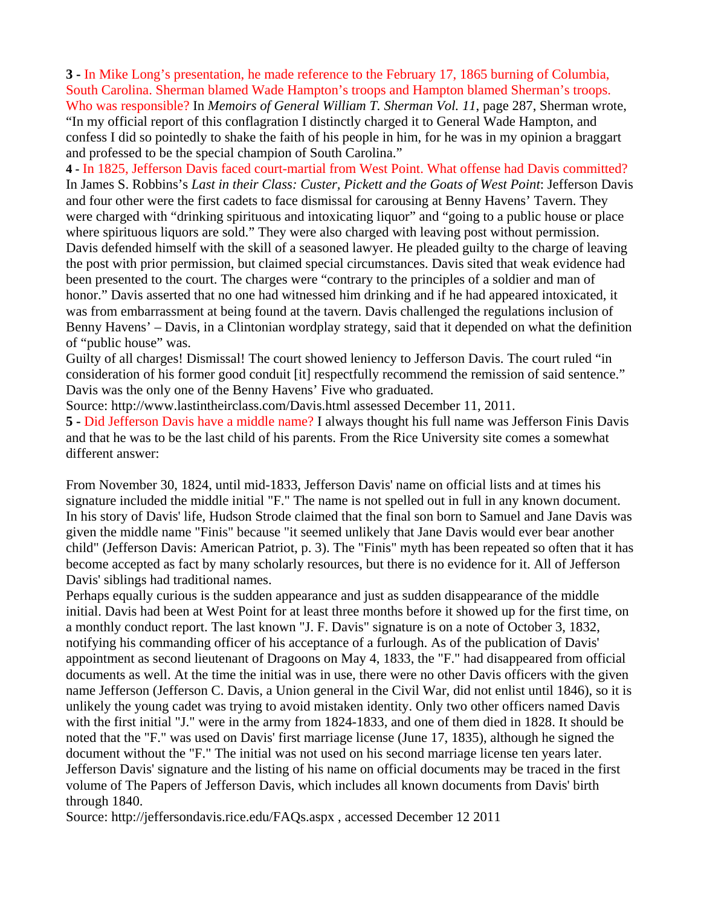**3** - In Mike Long's presentation, he made reference to the February 17, 1865 burning of Columbia, South Carolina. Sherman blamed Wade Hampton's troops and Hampton blamed Sherman's troops. Who was responsible? In *Memoirs of General William T. Sherman Vol. 11*, page 287, Sherman wrote, "In my official report of this conflagration I distinctly charged it to General Wade Hampton, and confess I did so pointedly to shake the faith of his people in him, for he was in my opinion a braggart and professed to be the special champion of South Carolina."

**4** - In 1825, Jefferson Davis faced court-martial from West Point. What offense had Davis committed? In James S. Robbins's *Last in their Class: Custer, Pickett and the Goats of West Point*: Jefferson Davis and four other were the first cadets to face dismissal for carousing at Benny Havens' Tavern. They were charged with "drinking spirituous and intoxicating liquor" and "going to a public house or place where spirituous liquors are sold." They were also charged with leaving post without permission. Davis defended himself with the skill of a seasoned lawyer. He pleaded guilty to the charge of leaving the post with prior permission, but claimed special circumstances. Davis sited that weak evidence had been presented to the court. The charges were "contrary to the principles of a soldier and man of honor." Davis asserted that no one had witnessed him drinking and if he had appeared intoxicated, it was from embarrassment at being found at the tavern. Davis challenged the regulations inclusion of Benny Havens' – Davis, in a Clintonian wordplay strategy, said that it depended on what the definition of "public house" was.

Guilty of all charges! Dismissal! The court showed leniency to Jefferson Davis. The court ruled "in consideration of his former good conduit [it] respectfully recommend the remission of said sentence." Davis was the only one of the Benny Havens' Five who graduated.

Source: http://www.lastintheirclass.com/Davis.html assessed December 11, 2011.

**5** - Did Jefferson Davis have a middle name? I always thought his full name was Jefferson Finis Davis and that he was to be the last child of his parents. From the Rice University site comes a somewhat different answer:

From November 30, 1824, until mid-1833, Jefferson Davis' name on official lists and at times his signature included the middle initial "F." The name is not spelled out in full in any known document. In his story of Davis' life, Hudson Strode claimed that the final son born to Samuel and Jane Davis was given the middle name "Finis" because "it seemed unlikely that Jane Davis would ever bear another child" (Jefferson Davis: American Patriot, p. 3). The "Finis" myth has been repeated so often that it has become accepted as fact by many scholarly resources, but there is no evidence for it. All of Jefferson Davis' siblings had traditional names.

Perhaps equally curious is the sudden appearance and just as sudden disappearance of the middle initial. Davis had been at West Point for at least three months before it showed up for the first time, on a monthly conduct report. The last known "J. F. Davis" signature is on a note of October 3, 1832, notifying his commanding officer of his acceptance of a furlough. As of the publication of Davis' appointment as second lieutenant of Dragoons on May 4, 1833, the "F." had disappeared from official documents as well. At the time the initial was in use, there were no other Davis officers with the given name Jefferson (Jefferson C. Davis, a Union general in the Civil War, did not enlist until 1846), so it is unlikely the young cadet was trying to avoid mistaken identity. Only two other officers named Davis with the first initial "J." were in the army from 1824-1833, and one of them died in 1828. It should be noted that the "F." was used on Davis' first marriage license (June 17, 1835), although he signed the document without the "F." The initial was not used on his second marriage license ten years later. Jefferson Davis' signature and the listing of his name on official documents may be traced in the first volume of The Papers of Jefferson Davis, which includes all known documents from Davis' birth through 1840.

Source: http://jeffersondavis.rice.edu/FAQs.aspx , accessed December 12 2011